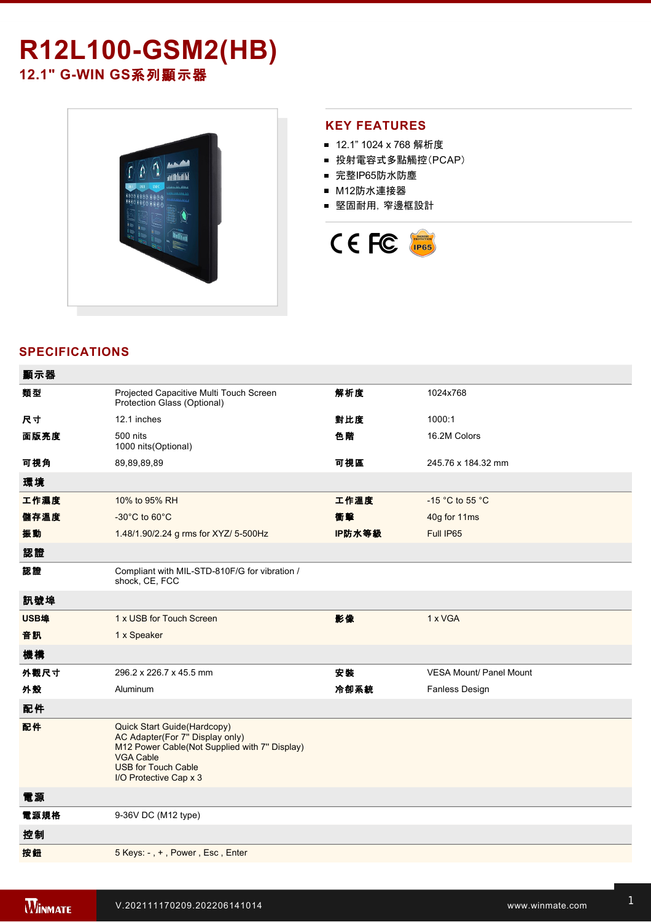# R12L100-GSM2(HB)

## 12.1" G-WIN GS系列顯示器

## KEY FEATURES

- 12.1" 1024 x 768 解析度
- 投射電容式多點觸控(PCAP)
- 完整IP65防水防塵
- M12防水連接器
- 堅固耐用, 窄邊框設計

## SPECIFICATIONS

| 顯示器 | | | |
|---|---|---|---|
| 類型 | Projected Capacitive Multi Touch Screen<br>Protection Glass (Optional) | 解析度 | 1024x768 |
| 尺寸 | 12.1 inches | 對比度 | 1000:1 |
| 面版亮度 | 500 nits<br>1000 nits(Optional) | 色階 | 16.2M Colors |
| 可視角 | 89,89,89,89 | 可視區 | 245.76 x 184.32 mm |
| **環境** | | | |
| 工作濕度 | 10% to 95% RH | 工作溫度 | -15 °C to 55 °C |
| 儲存溫度 | -30°C to 60°C | 衝擊 | 40g for 11ms |
| 振動 | 1.48/1.90/2.24 g rms for XYZ/ 5-500Hz | IP防水等級 | Full IP65 |
| **認證** | | | |
| 認證 | Compliant with MIL-STD-810F/G for vibration / shock, CE, FCC | | |
| **訊號埠** | | | |
| USB埠 | 1 x USB for Touch Screen | 影像 | 1 x VGA |
| 音訊 | 1 x Speaker | | |
| **機構** | | | |
| 外觀尺寸 | 296.2 x 226.7 x 45.5 mm | 安裝 | VESA Mount/ Panel Mount |
| 外殼 | Aluminum | 冷卻系統 | Fanless Design |
| **配件** | | | |
| 配件 | Quick Start Guide(Hardcopy)<br>AC Adapter(For 7" Display only)<br>M12 Power Cable(Not Supplied with 7" Display)<br>VGA Cable<br>USB for Touch Cable<br>I/O Protective Cap x 3 | | |
| **電源** | | | |
| 電源規格 | 9-36V DC (M12 type) | | |
| **控制** | | | |
| 按鈕 | 5 Keys: - , + , Power , Esc , Enter | | |

V.202111170209.202206141014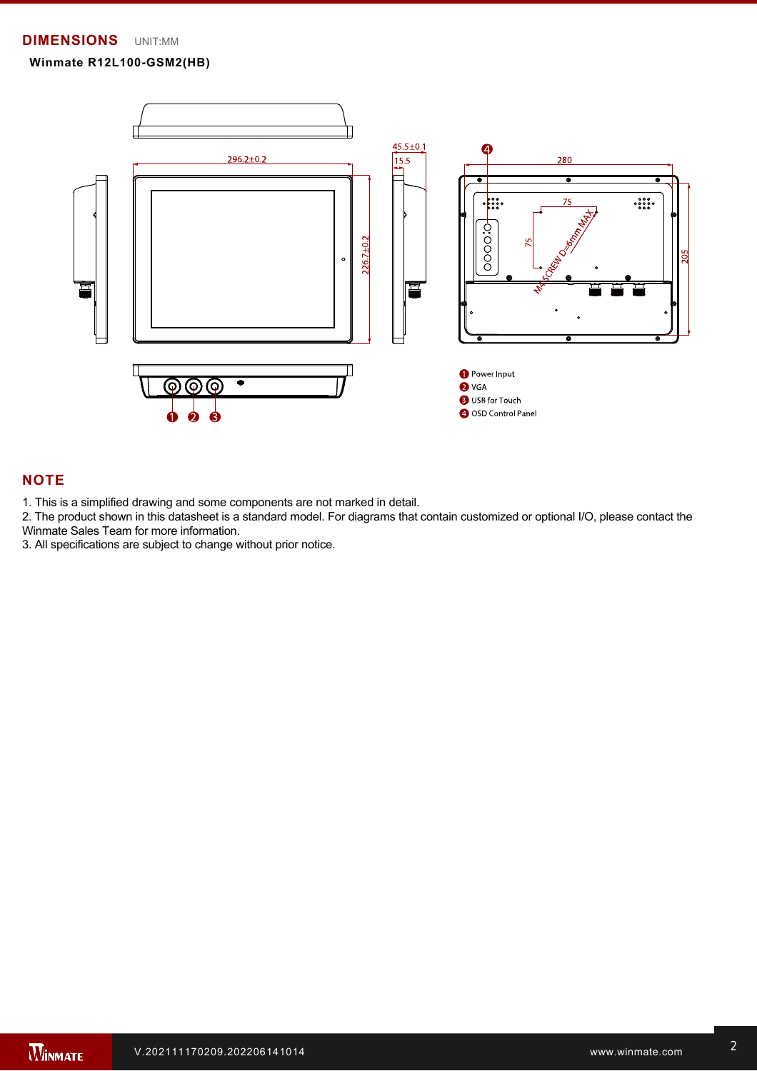## DIMENSIONS UNIT:MM

**Winmate R12L100-GSM2(HB)**

296.2±0.2

226.7±0.2

45.5±0.1

15.5

280

205

75

75

M4 SCREW D=6mm MAX

1. Power Input
2. VGA
3. USB for Touch
4. OSD Control Panel

## NOTE

1. This is a simplified drawing and some components are not marked in detail.
2. The product shown in this datasheet is a standard model. For diagrams that contain customized or optional I/O, please contact the Winmate Sales Team for more information.
3. All specifications are subject to change without prior notice.